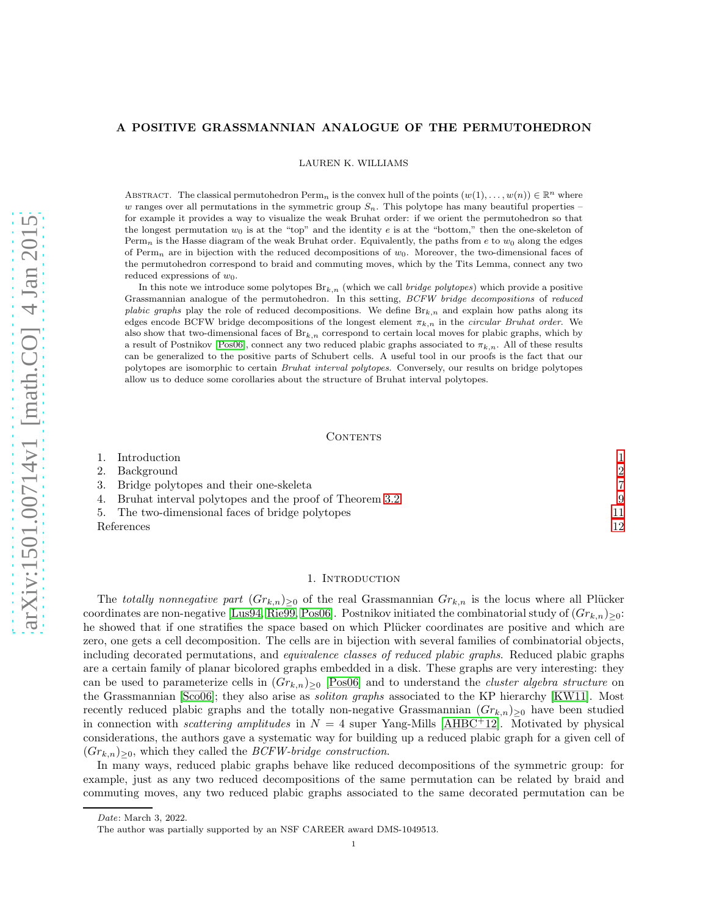# A POSITIVE GRASSMANNIAN ANALOGUE OF THE PERMUTOHEDRON

LAUREN K. WILLIAMS

Abstract. The classical permutohedron $\mathrm{Perm}_n$ is the convex hull of the points $(w(1),\dots,w(n)) \in \mathbb{R}^n$ where $w$ ranges over all permutations in the symmetric group $S_n$. This polytope has many beautiful properties – for example it provides a way to visualize the weak Bruhat order: if we orient the permutohedron so that the longest permutation $w_0$ is at the "top" and the identity $e$ is at the "bottom," then the one-skeleton of $\mathrm{Perm}_n$ is the Hasse diagram of the weak Bruhat order. Equivalently, the paths from $e$ to $w_0$ along the edges of $\mathrm{Perm}_n$ are in bijection with the reduced decompositions of $w_0$. Moreover, the two-dimensional faces of the permutohedron correspond to braid and commuting moves, which by the Tits Lemma, connect any two reduced expressions of $w_0$.

In this note we introduce some polytopes $\mathrm{Br}_{k,n}$ (which we call *bridge polytopes*) which provide a positive Grassmannian analogue of the permutohedron. In this setting, *BCFW bridge decompositions* of *reduced plabic graphs* play the role of reduced decompositions. We define $\mathrm{Br}_{k,n}$ and explain how paths along its edges encode BCFW bridge decompositions of the longest element $\pi_{k,n}$ in the *circular Bruhat order*. We also show that two-dimensional faces of $\mathrm{Br}_{k,n}$ correspond to certain local moves for plabic graphs, which by a result of Postnikov [Pos06], connect any two reduced plabic graphs associated to $\pi_{k,n}$. All of these results can be generalized to the positive parts of Schubert cells. A useful tool in our proofs is the fact that our polytopes are isomorphic to certain *Bruhat interval polytopes*. Conversely, our results on bridge polytopes allow us to deduce some corollaries about the structure of Bruhat interval polytopes.

## Contents

1. Introduction 1
2. Background 2
3. Bridge polytopes and their one-skeleta 7
4. Bruhat interval polytopes and the proof of Theorem 3.2 9
5. The two-dimensional faces of bridge polytopes 11

References 12

## 1. Introduction

The *totally nonnegative part* $(Gr_{k,n})_{\geq 0}$ of the real Grassmannian $Gr_{k,n}$ is the locus where all Plücker coordinates are non-negative [Lus94, Rie99, Pos06]. Postnikov initiated the combinatorial study of $(Gr_{k,n})_{\geq 0}$: he showed that if one stratifies the space based on which Plücker coordinates are positive and which are zero, one gets a cell decomposition. The cells are in bijection with several families of combinatorial objects, including decorated permutations, and *equivalence classes of reduced plabic graphs*. Reduced plabic graphs are a certain family of planar bicolored graphs embedded in a disk. These graphs are very interesting: they can be used to parameterize cells in $(Gr_{k,n})_{\geq 0}$ [Pos06] and to understand the *cluster algebra structure* on the Grassmannian [Sco06]; they also arise as *soliton graphs* associated to the KP hierarchy [KW11]. Most recently reduced plabic graphs and the totally non-negative Grassmannian $(Gr_{k,n})_{\geq 0}$ have been studied in connection with *scattering amplitudes* in $N = 4$ super Yang-Mills [AHBC+12]. Motivated by physical considerations, the authors gave a systematic way for building up a reduced plabic graph for a given cell of $(Gr_{k,n})_{\geq 0}$, which they called the *BCFW-bridge construction*.

In many ways, reduced plabic graphs behave like reduced decompositions of the symmetric group: for example, just as any two reduced decompositions of the same permutation can be related by braid and commuting moves, any two reduced plabic graphs associated to the same decorated permutation can be

---

*Date*: March 3, 2022.

The author was partially supported by an NSF CAREER award DMS-1049513.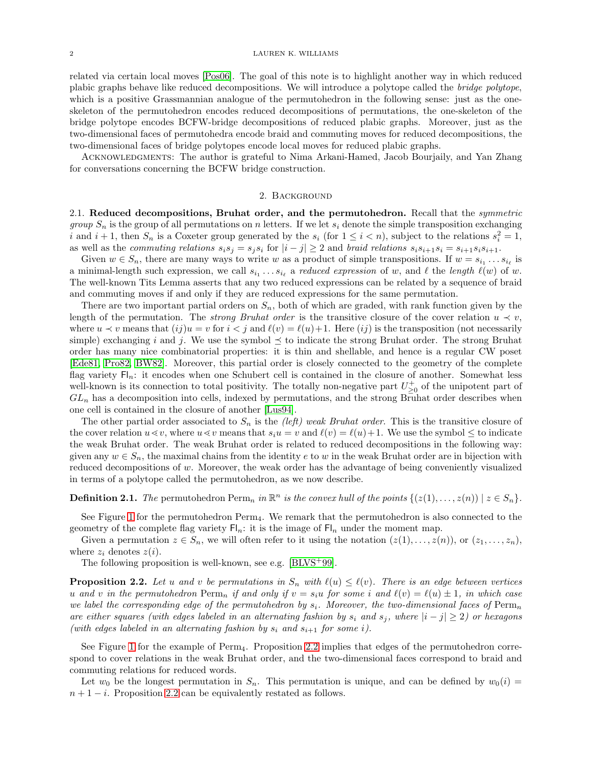related via certain local moves [Pos06]. The goal of this note is to highlight another way in which reduced plabic graphs behave like reduced decompositions. We will introduce a polytope called the *bridge polytope*, which is a positive Grassmannian analogue of the permutohedron in the following sense: just as the one-skeleton of the permutohedron encodes reduced decompositions of permutations, the one-skeleton of the bridge polytope encodes BCFW-bridge decompositions of reduced plabic graphs. Moreover, just as the two-dimensional faces of permutohedra encode braid and commuting moves for reduced decompositions, the two-dimensional faces of bridge polytopes encode local moves for reduced plabic graphs.

Acknowledgments: The author is grateful to Nima Arkani-Hamed, Jacob Bourjaily, and Yan Zhang for conversations concerning the BCFW bridge construction.

## 2. Background

**2.1. Reduced decompositions, Bruhat order, and the permutohedron.** Recall that the *symmetric group* $S_n$ is the group of all permutations on $n$ letters. If we let $s_i$ denote the simple transposition exchanging $i$ and $i+1$, then $S_n$ is a Coxeter group generated by the $s_i$ (for $1 \leq i < n$), subject to the relations $s_i^2 = 1$, as well as the *commuting relations* $s_i s_j = s_j s_i$ for $|i-j| \geq 2$ and *braid relations* $s_i s_{i+1} s_i = s_{i+1} s_i s_{i+1}$.

Given $w \in S_n$, there are many ways to write $w$ as a product of simple transpositions. If $w = s_{i_1} \dots s_{i_\ell}$ is a minimal-length such expression, we call $s_{i_1} \dots s_{i_\ell}$ a *reduced expression* of $w$, and $\ell$ the *length* $\ell(w)$ of $w$. The well-known Tits Lemma asserts that any two reduced expressions can be related by a sequence of braid and commuting moves if and only if they are reduced expressions for the same permutation.

There are two important partial orders on $S_n$, both of which are graded, with rank function given by the length of the permutation. The *strong Bruhat order* is the transitive closure of the cover relation $u \prec v$, where $u \prec v$ means that $(ij)u = v$ for $i < j$ and $\ell(v) = \ell(u)+1$. Here $(ij)$ is the transposition (not necessarily simple) exchanging $i$ and $j$. We use the symbol $\preceq$ to indicate the strong Bruhat order. The strong Bruhat order has many nice combinatorial properties: it is thin and shellable, and hence is a regular CW poset [Ede81, Pro82, BW82]. Moreover, this partial order is closely connected to the geometry of the complete flag variety $\mathsf{Fl}_n$: it encodes when one Schubert cell is contained in the closure of another. Somewhat less well-known is its connection to total positivity. The totally non-negative part $U^+_{\geq 0}$ of the unipotent part of $GL_n$ has a decomposition into cells, indexed by permutations, and the strong Bruhat order describes when one cell is contained in the closure of another [Lus94].

The other partial order associated to $S_n$ is the *(left) weak Bruhat order*. This is the transitive closure of the cover relation $u \lessdot v$, where $u \lessdot v$ means that $s_i u = v$ and $\ell(v) = \ell(u)+1$. We use the symbol $\leq$ to indicate the weak Bruhat order. The weak Bruhat order is related to reduced decompositions in the following way: given any $w \in S_n$, the maximal chains from the identity $e$ to $w$ in the weak Bruhat order are in bijection with reduced decompositions of $w$. Moreover, the weak order has the advantage of being conveniently visualized in terms of a polytope called the permutohedron, as we now describe.

**Definition 2.1.** *The* permutohedron $\mathrm{Perm}_n$ *in* $\mathbb{R}^n$ *is the convex hull of the points* $\{(z(1), \dots, z(n)) \mid z \in S_n\}$.

See Figure 1 for the permutohedron $\mathrm{Perm}_4$. We remark that the permutohedron is also connected to the geometry of the complete flag variety $\mathsf{Fl}_n$: it is the image of $\mathsf{Fl}_n$ under the moment map.

Given a permutation $z \in S_n$, we will often refer to it using the notation $(z(1), \dots, z(n))$, or $(z_1, \dots, z_n)$, where $z_i$ denotes $z(i)$.

The following proposition is well-known, see e.g. [BLVS+99].

**Proposition 2.2.** *Let $u$ and $v$ be permutations in $S_n$ with $\ell(u) \leq \ell(v)$. There is an edge between vertices $u$ and $v$ in the permutohedron $\mathrm{Perm}_n$ if and only if $v = s_i u$ for some $i$ and $\ell(v) = \ell(u) \pm 1$, in which case we label the corresponding edge of the permutohedron by $s_i$. Moreover, the two-dimensional faces of $\mathrm{Perm}_n$ are either squares (with edges labeled in an alternating fashion by $s_i$ and $s_j$, where $|i-j| \geq 2$) or hexagons (with edges labeled in an alternating fashion by $s_i$ and $s_{i+1}$ for some $i$).*

See Figure 1 for the example of $\mathrm{Perm}_4$. Proposition 2.2 implies that edges of the permutohedron correspond to cover relations in the weak Bruhat order, and the two-dimensional faces correspond to braid and commuting relations for reduced words.

Let $w_0$ be the longest permutation in $S_n$. This permutation is unique, and can be defined by $w_0(i) = n+1-i$. Proposition 2.2 can be equivalently restated as follows.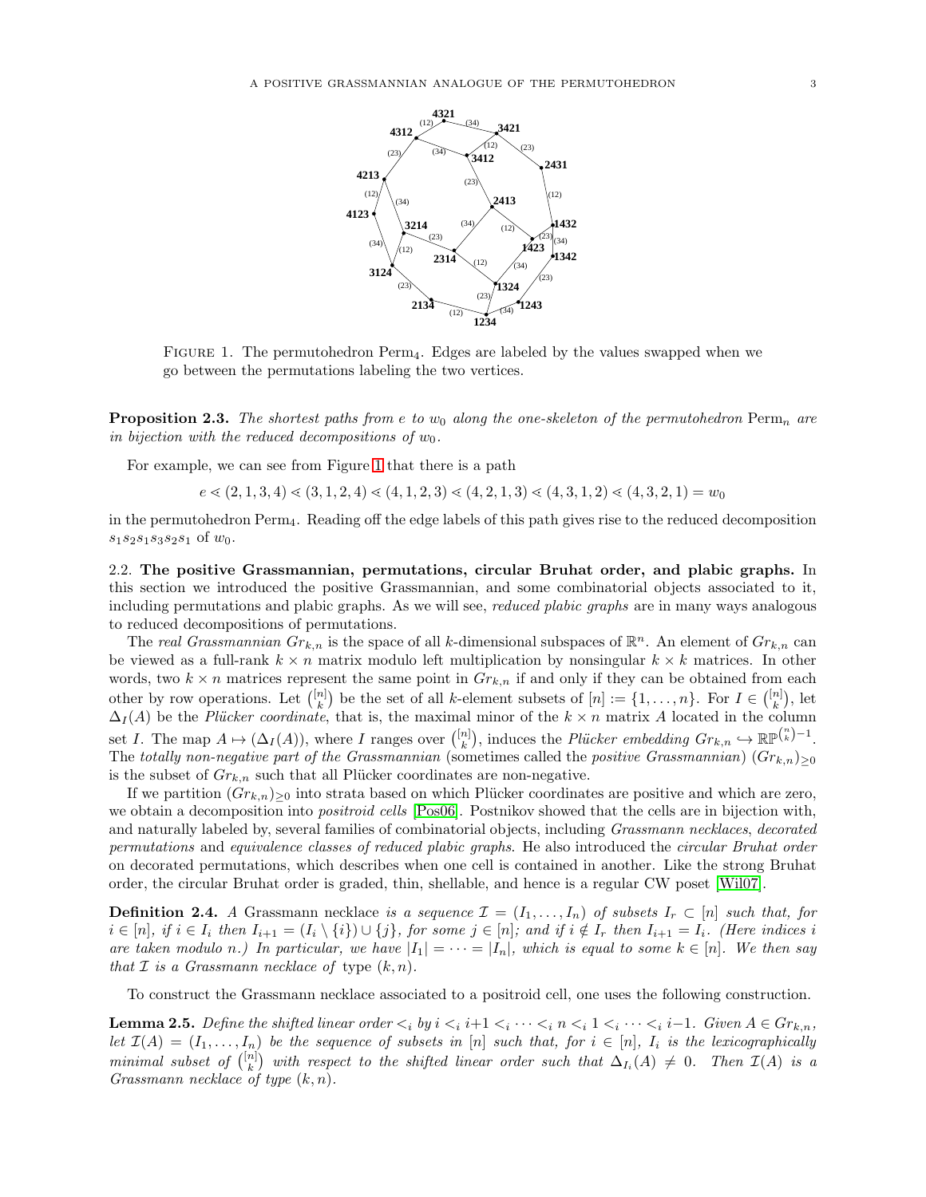FIGURE 1. The permutohedron $\mathrm{Perm}_4$. Edges are labeled by the values swapped when we go between the permutations labeling the two vertices.

**Proposition 2.3.** *The shortest paths from $e$ to $w_0$ along the one-skeleton of the permutohedron $\mathrm{Perm}_n$ are in bijection with the reduced decompositions of $w_0$.*

For example, we can see from Figure 1 that there is a path

$$e \lessdot (2,1,3,4) \lessdot (3,1,2,4) \lessdot (4,1,2,3) \lessdot (4,2,1,3) \lessdot (4,3,1,2) \lessdot (4,3,2,1) = w_0$$

in the permutohedron $\mathrm{Perm}_4$. Reading off the edge labels of this path gives rise to the reduced decomposition $s_1 s_2 s_1 s_3 s_2 s_1$ of $w_0$.

2.2. **The positive Grassmannian, permutations, circular Bruhat order, and plabic graphs.** In this section we introduced the positive Grassmannian, and some combinatorial objects associated to it, including permutations and plabic graphs. As we will see, *reduced plabic graphs* are in many ways analogous to reduced decompositions of permutations.

The *real Grassmannian* $Gr_{k,n}$ is the space of all $k$-dimensional subspaces of $\mathbb{R}^n$. An element of $Gr_{k,n}$ can be viewed as a full-rank $k \times n$ matrix modulo left multiplication by nonsingular $k \times k$ matrices. In other words, two $k \times n$ matrices represent the same point in $Gr_{k,n}$ if and only if they can be obtained from each other by row operations. Let $\binom{[n]}{k}$ be the set of all $k$-element subsets of $[n] := \{1, \ldots, n\}$. For $I \in \binom{[n]}{k}$, let $\Delta_I(A)$ be the *Plücker coordinate*, that is, the maximal minor of the $k \times n$ matrix $A$ located in the column set $I$. The map $A \mapsto (\Delta_I(A))$, where $I$ ranges over $\binom{[n]}{k}$, induces the *Plücker embedding* $Gr_{k,n} \hookrightarrow \mathbb{RP}^{\binom{n}{k}-1}$. The *totally non-negative part of the Grassmannian* (sometimes called the *positive Grassmannian*) $(Gr_{k,n})_{\geq 0}$ is the subset of $Gr_{k,n}$ such that all Plücker coordinates are non-negative.

If we partition $(Gr_{k,n})_{\geq 0}$ into strata based on which Plücker coordinates are positive and which are zero, we obtain a decomposition into *positroid cells* [Pos06]. Postnikov showed that the cells are in bijection with, and naturally labeled by, several families of combinatorial objects, including *Grassmann necklaces*, *decorated permutations* and *equivalence classes of reduced plabic graphs*. He also introduced the *circular Bruhat order* on decorated permutations, which describes when one cell is contained in another. Like the strong Bruhat order, the circular Bruhat order is graded, thin, shellable, and hence is a regular CW poset [Wil07].

**Definition 2.4.** *A* Grassmann necklace *is a sequence $\mathcal{I} = (I_1, \ldots, I_n)$ of subsets $I_r \subset [n]$ such that, for $i \in [n]$, if $i \in I_i$ then $I_{i+1} = (I_i \setminus \{i\}) \cup \{j\}$, for some $j \in [n]$; and if $i \notin I_r$ then $I_{i+1} = I_i$. (Here indices $i$ are taken modulo $n$.) In particular, we have $|I_1| = \cdots = |I_n|$, which is equal to some $k \in [n]$. We then say that $\mathcal{I}$ is a Grassmann necklace of* type $(k, n)$.

To construct the Grassmann necklace associated to a positroid cell, one uses the following construction.

**Lemma 2.5.** *Define the shifted linear order $<_i$ by $i <_i i+1 <_i \cdots <_i n <_i 1 <_i \cdots <_i i-1$. Given $A \in Gr_{k,n}$, let $\mathcal{I}(A) = (I_1, \ldots, I_n)$ be the sequence of subsets in $[n]$ such that, for $i \in [n]$, $I_i$ is the lexicographically minimal subset of $\binom{[n]}{k}$ with respect to the shifted linear order such that $\Delta_{I_i}(A) \neq 0$. Then $\mathcal{I}(A)$ is a Grassmann necklace of type $(k, n)$.*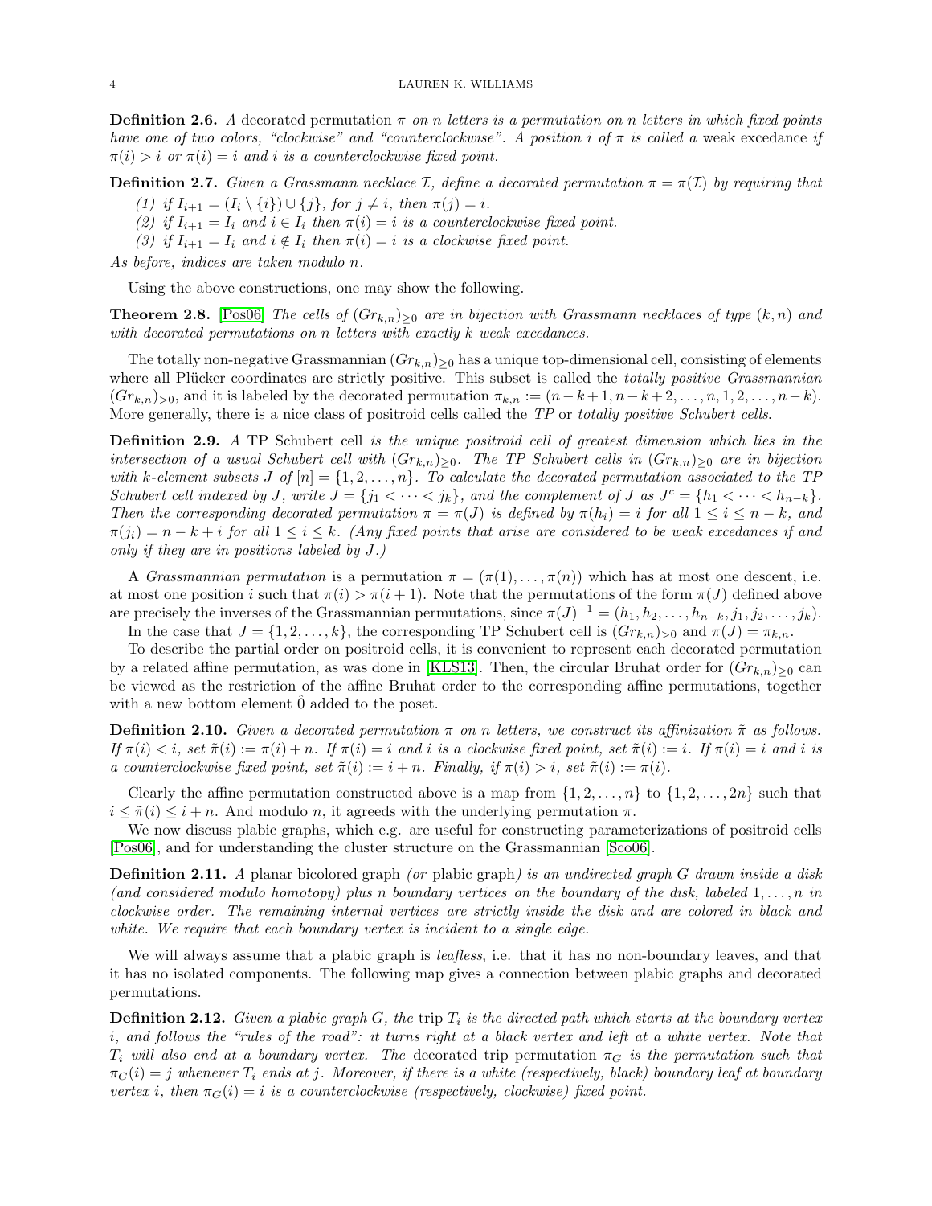**Definition 2.6.** *A* decorated permutation *$\pi$ on $n$ letters is a permutation on $n$ letters in which fixed points have one of two colors, "clockwise" and "counterclockwise". A position $i$ of $\pi$ is called a* weak excedance *if $\pi(i) > i$ or $\pi(i) = i$ and $i$ is a counterclockwise fixed point.*

**Definition 2.7.** *Given a Grassmann necklace $\mathcal{I}$, define a decorated permutation $\pi = \pi(\mathcal{I})$ by requiring that*

*(1) if $I_{i+1} = (I_i \setminus \{i\}) \cup \{j\}$, for $j \neq i$, then $\pi(j) = i$.*

*(2) if $I_{i+1} = I_i$ and $i \in I_i$ then $\pi(i) = i$ is a counterclockwise fixed point.*

*(3) if $I_{i+1} = I_i$ and $i \notin I_i$ then $\pi(i) = i$ is a clockwise fixed point.*

*As before, indices are taken modulo $n$.*

Using the above constructions, one may show the following.

**Theorem 2.8.** [Pos06] *The cells of $(Gr_{k,n})_{\geq 0}$ are in bijection with Grassmann necklaces of type $(k, n)$ and with decorated permutations on $n$ letters with exactly $k$ weak excedances.*

The totally non-negative Grassmannian $(Gr_{k,n})_{\geq 0}$ has a unique top-dimensional cell, consisting of elements where all Plücker coordinates are strictly positive. This subset is called the *totally positive Grassmannian* $(Gr_{k,n})_{>0}$, and it is labeled by the decorated permutation $\pi_{k,n} := (n-k+1, n-k+2, \dots, n, 1, 2, \dots, n-k)$. More generally, there is a nice class of positroid cells called the *TP* or *totally positive Schubert cells*.

**Definition 2.9.** *A* TP Schubert cell *is the unique positroid cell of greatest dimension which lies in the intersection of a usual Schubert cell with $(Gr_{k,n})_{\geq 0}$. The TP Schubert cells in $(Gr_{k,n})_{\geq 0}$ are in bijection with $k$-element subsets $J$ of $[n] = \{1, 2, \dots, n\}$. To calculate the decorated permutation associated to the TP Schubert cell indexed by $J$, write $J = \{j_1 < \dots < j_k\}$, and the complement of $J$ as $J^c = \{h_1 < \dots < h_{n-k}\}$. Then the corresponding decorated permutation $\pi = \pi(J)$ is defined by $\pi(h_i) = i$ for all $1 \leq i \leq n-k$, and $\pi(j_i) = n-k+i$ for all $1 \leq i \leq k$. (Any fixed points that arise are considered to be weak excedances if and only if they are in positions labeled by $J$.)*

A *Grassmannian permutation* is a permutation $\pi = (\pi(1), \dots, \pi(n))$ which has at most one descent, i.e. at most one position $i$ such that $\pi(i) > \pi(i+1)$. Note that the permutations of the form $\pi(J)$ defined above are precisely the inverses of the Grassmannian permutations, since $\pi(J)^{-1} = (h_1, h_2, \dots, h_{n-k}, j_1, j_2, \dots, j_k)$.

In the case that $J = \{1, 2, \dots, k\}$, the corresponding TP Schubert cell is $(Gr_{k,n})_{>0}$ and $\pi(J) = \pi_{k,n}$.

To describe the partial order on positroid cells, it is convenient to represent each decorated permutation by a related affine permutation, as was done in [KLS13]. Then, the circular Bruhat order for $(Gr_{k,n})_{\geq 0}$ can be viewed as the restriction of the affine Bruhat order to the corresponding affine permutations, together with a new bottom element $\hat{0}$ added to the poset.

**Definition 2.10.** *Given a decorated permutation $\pi$ on $n$ letters, we construct its affinization $\tilde{\pi}$ as follows. If $\pi(i) < i$, set $\tilde{\pi}(i) := \pi(i) + n$. If $\pi(i) = i$ and $i$ is a clockwise fixed point, set $\tilde{\pi}(i) := i$. If $\pi(i) = i$ and $i$ is a counterclockwise fixed point, set $\tilde{\pi}(i) := i + n$. Finally, if $\pi(i) > i$, set $\tilde{\pi}(i) := \pi(i)$.*

Clearly the affine permutation constructed above is a map from $\{1, 2, \dots, n\}$ to $\{1, 2, \dots, 2n\}$ such that $i \leq \tilde{\pi}(i) \leq i + n$. And modulo $n$, it agreeds with the underlying permutation $\pi$.

We now discuss plabic graphs, which e.g. are useful for constructing parameterizations of positroid cells [Pos06], and for understanding the cluster structure on the Grassmannian [Sco06].

**Definition 2.11.** *A planar bicolored graph (or* plabic graph*) is an undirected graph $G$ drawn inside a disk (and considered modulo homotopy) plus $n$ boundary vertices on the boundary of the disk, labeled $1, \dots, n$ in clockwise order. The remaining internal vertices are strictly inside the disk and are colored in black and white. We require that each boundary vertex is incident to a single edge.*

We will always assume that a plabic graph is *leafless*, i.e. that it has no non-boundary leaves, and that it has no isolated components. The following map gives a connection between plabic graphs and decorated permutations.

**Definition 2.12.** *Given a plabic graph $G$, the* trip *$T_i$ is the directed path which starts at the boundary vertex $i$, and follows the "rules of the road": it turns right at a black vertex and left at a white vertex. Note that $T_i$ will also end at a boundary vertex. The* decorated trip permutation *$\pi_G$ is the permutation such that $\pi_G(i) = j$ whenever $T_i$ ends at $j$. Moreover, if there is a white (respectively, black) boundary leaf at boundary vertex $i$, then $\pi_G(i) = i$ is a counterclockwise (respectively, clockwise) fixed point.*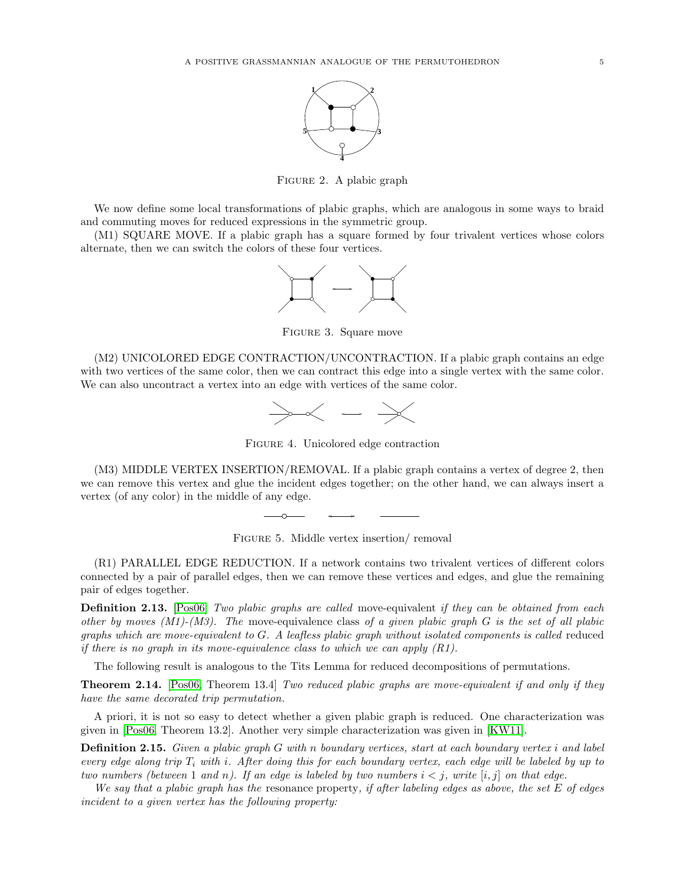FIGURE 2. A plabic graph

We now define some local transformations of plabic graphs, which are analogous in some ways to braid and commuting moves for reduced expressions in the symmetric group.

(M1) SQUARE MOVE. If a plabic graph has a square formed by four trivalent vertices whose colors alternate, then we can switch the colors of these four vertices.

FIGURE 3. Square move

(M2) UNICOLORED EDGE CONTRACTION/UNCONTRACTION. If a plabic graph contains an edge with two vertices of the same color, then we can contract this edge into a single vertex with the same color. We can also uncontract a vertex into an edge with vertices of the same color.

FIGURE 4. Unicolored edge contraction

(M3) MIDDLE VERTEX INSERTION/REMOVAL. If a plabic graph contains a vertex of degree 2, then we can remove this vertex and glue the incident edges together; on the other hand, we can always insert a vertex (of any color) in the middle of any edge.

FIGURE 5. Middle vertex insertion/ removal

(R1) PARALLEL EDGE REDUCTION. If a network contains two trivalent vertices of different colors connected by a pair of parallel edges, then we can remove these vertices and edges, and glue the remaining pair of edges together.

**Definition 2.13.** [Pos06] *Two plabic graphs are called* move-equivalent *if they can be obtained from each other by moves (M1)-(M3). The* move-equivalence class *of a given plabic graph $G$ is the set of all plabic graphs which are move-equivalent to $G$. A leafless plabic graph without isolated components is called* reduced *if there is no graph in its move-equivalence class to which we can apply (R1).*

The following result is analogous to the Tits Lemma for reduced decompositions of permutations.

**Theorem 2.14.** [Pos06, Theorem 13.4] *Two reduced plabic graphs are move-equivalent if and only if they have the same decorated trip permutation.*

A priori, it is not so easy to detect whether a given plabic graph is reduced. One characterization was given in [Pos06, Theorem 13.2]. Another very simple characterization was given in [KW11].

**Definition 2.15.** *Given a plabic graph $G$ with $n$ boundary vertices, start at each boundary vertex $i$ and label every edge along trip $T_i$ with $i$. After doing this for each boundary vertex, each edge will be labeled by up to two numbers (between 1 and $n$). If an edge is labeled by two numbers $i < j$, write $[i, j]$ on that edge.*

*We say that a plabic graph has the* resonance property*, if after labeling edges as above, the set $E$ of edges incident to a given vertex has the following property:*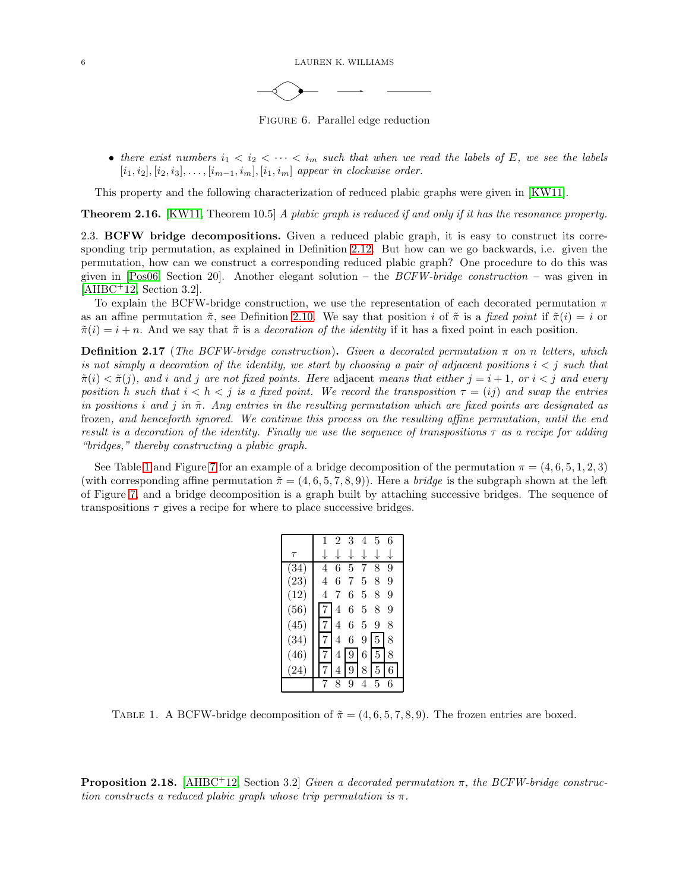Figure 6. Parallel edge reduction

- *there exist numbers $i_1 < i_2 < \cdots < i_m$ such that when we read the labels of $E$, we see the labels $[i_1, i_2], [i_2, i_3], \dots, [i_{m-1}, i_m], [i_1, i_m]$ appear in clockwise order.*

This property and the following characterization of reduced plabic graphs were given in [KW11].

**Theorem 2.16.** [KW11, Theorem 10.5] *A plabic graph is reduced if and only if it has the resonance property.*

2.3. **BCFW bridge decompositions.** Given a reduced plabic graph, it is easy to construct its corresponding trip permutation, as explained in Definition 2.12. But how can we go backwards, i.e. given the permutation, how can we construct a corresponding reduced plabic graph? One procedure to do this was given in [Pos06, Section 20]. Another elegant solution – the *BCFW-bridge construction* – was given in [AHBC+12, Section 3.2].

To explain the BCFW-bridge construction, we use the representation of each decorated permutation $\pi$ as an affine permutation $\tilde{\pi}$, see Definition 2.10. We say that position $i$ of $\tilde{\pi}$ is a *fixed point* if $\tilde{\pi}(i) = i$ or $\tilde{\pi}(i) = i + n$. And we say that $\tilde{\pi}$ is a *decoration of the identity* if it has a fixed point in each position.

**Definition 2.17** (*The BCFW-bridge construction*)**.** *Given a decorated permutation $\pi$ on $n$ letters, which is not simply a decoration of the identity, we start by choosing a pair of adjacent positions $i < j$ such that $\tilde{\pi}(i) < \tilde{\pi}(j)$, and $i$ and $j$ are not fixed points. Here* adjacent *means that either $j = i + 1$, or $i < j$ and every position $h$ such that $i < h < j$ is a fixed point. We record the transposition $\tau = (ij)$ and swap the entries in positions $i$ and $j$ in $\tilde{\pi}$. Any entries in the resulting permutation which are fixed points are designated as* frozen*, and henceforth ignored. We continue this process on the resulting affine permutation, until the end result is a decoration of the identity. Finally we use the sequence of transpositions $\tau$ as a recipe for adding "bridges," thereby constructing a plabic graph.*

See Table 1 and Figure 7 for an example of a bridge decomposition of the permutation $\pi = (4, 6, 5, 1, 2, 3)$ (with corresponding affine permutation $\tilde{\pi} = (4, 6, 5, 7, 8, 9)$). Here a *bridge* is the subgraph shown at the left of Figure 7, and a bridge decomposition is a graph built by attaching successive bridges. The sequence of transpositions $\tau$ gives a recipe for where to place successive bridges.

| $\tau$ | 1 ↓ | 2 ↓ | 3 ↓ | 4 ↓ | 5 ↓ | 6 ↓ |
|---|---|---|---|---|---|---|
| (34) | 4 | 6 | 5 | 7 | 8 | 9 |
| (23) | 4 | 6 | 7 | 5 | 8 | 9 |
| (12) | 4 | 7 | 6 | 5 | 8 | 9 |
| (56) | [7] | 4 | 6 | 5 | 8 | 9 |
| (45) | [7] | 4 | 6 | 5 | 9 | 8 |
| (34) | [7] | 4 | 6 | 9 | [5] | 8 |
| (46) | [7] | 4 | [9] | 6 | [5] | 8 |
| (24) | [7] | 4 | [9] | 8 | [5] | [6] |
| | 7 | 8 | 9 | 4 | 5 | 6 |

Table 1. A BCFW-bridge decomposition of $\tilde{\pi} = (4, 6, 5, 7, 8, 9)$. The frozen entries are boxed.

**Proposition 2.18.** [AHBC+12, Section 3.2] *Given a decorated permutation $\pi$, the BCFW-bridge construction constructs a reduced plabic graph whose trip permutation is $\pi$.*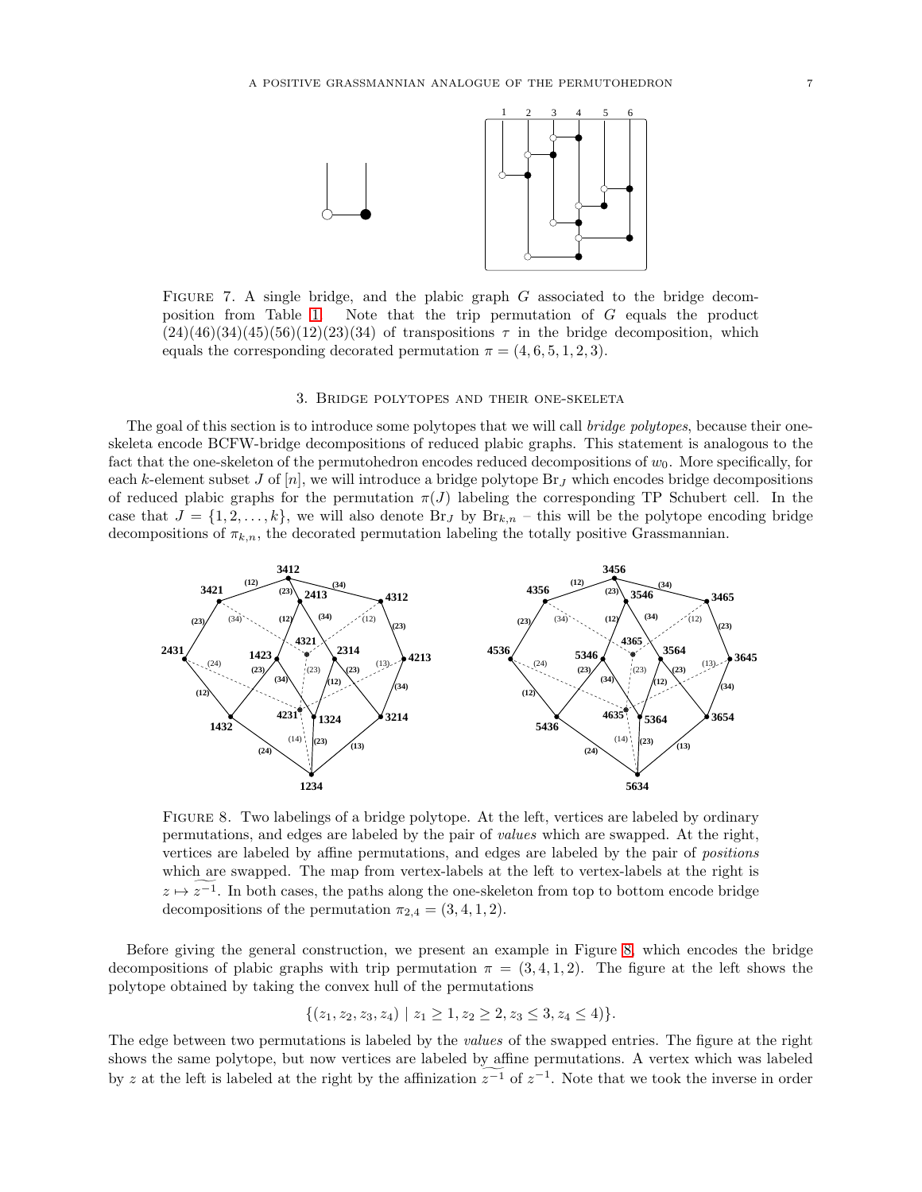FIGURE 7. A single bridge, and the plabic graph $G$ associated to the bridge decomposition from Table 1. Note that the trip permutation of $G$ equals the product $(24)(46)(34)(45)(56)(12)(23)(34)$ of transpositions $\tau$ in the bridge decomposition, which equals the corresponding decorated permutation $\pi = (4, 6, 5, 1, 2, 3)$.

## 3. Bridge polytopes and their one-skeleta

The goal of this section is to introduce some polytopes that we will call *bridge polytopes*, because their one-skeleta encode BCFW-bridge decompositions of reduced plabic graphs. This statement is analogous to the fact that the one-skeleton of the permutohedron encodes reduced decompositions of $w_0$. More specifically, for each $k$-element subset $J$ of $[n]$, we will introduce a bridge polytope $\mathrm{Br}_J$ which encodes bridge decompositions of reduced plabic graphs for the permutation $\pi(J)$ labeling the corresponding TP Schubert cell. In the case that $J = \{1, 2, \ldots, k\}$, we will also denote $\mathrm{Br}_J$ by $\mathrm{Br}_{k,n}$ – this will be the polytope encoding bridge decompositions of $\pi_{k,n}$, the decorated permutation labeling the totally positive Grassmannian.

FIGURE 8. Two labelings of a bridge polytope. At the left, vertices are labeled by ordinary permutations, and edges are labeled by the pair of *values* which are swapped. At the right, vertices are labeled by affine permutations, and edges are labeled by the pair of *positions* which are swapped. The map from vertex-labels at the left to vertex-labels at the right is $z \mapsto \widetilde{z^{-1}}$. In both cases, the paths along the one-skeleton from top to bottom encode bridge decompositions of the permutation $\pi_{2,4} = (3, 4, 1, 2)$.

Before giving the general construction, we present an example in Figure 8, which encodes the bridge decompositions of plabic graphs with trip permutation $\pi = (3, 4, 1, 2)$. The figure at the left shows the polytope obtained by taking the convex hull of the permutations

$$\{(z_1, z_2, z_3, z_4) \mid z_1 \geq 1, z_2 \geq 2, z_3 \leq 3, z_4 \leq 4)\}.$$

The edge between two permutations is labeled by the *values* of the swapped entries. The figure at the right shows the same polytope, but now vertices are labeled by affine permutations. A vertex which was labeled by $z$ at the left is labeled at the right by the affinization $\widetilde{z^{-1}}$ of $z^{-1}$. Note that we took the inverse in order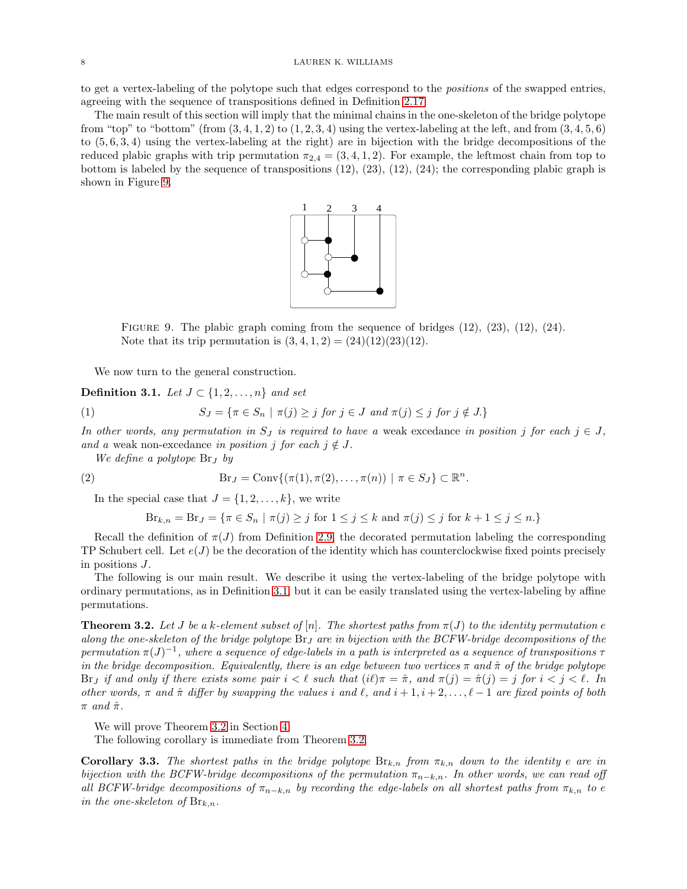to get a vertex-labeling of the polytope such that edges correspond to the *positions* of the swapped entries, agreeing with the sequence of transpositions defined in Definition 2.17.

The main result of this section will imply that the minimal chains in the one-skeleton of the bridge polytope from "top" to "bottom" (from $(3,4,1,2)$ to $(1,2,3,4)$ using the vertex-labeling at the left, and from $(3,4,5,6)$ to $(5,6,3,4)$ using the vertex-labeling at the right) are in bijection with the bridge decompositions of the reduced plabic graphs with trip permutation $\pi_{2,4} = (3,4,1,2)$. For example, the leftmost chain from top to bottom is labeled by the sequence of transpositions $(12)$, $(23)$, $(12)$, $(24)$; the corresponding plabic graph is shown in Figure 9.

FIGURE 9. The plabic graph coming from the sequence of bridges $(12)$, $(23)$, $(12)$, $(24)$. Note that its trip permutation is $(3,4,1,2) = (24)(12)(23)(12)$.

We now turn to the general construction.

**Definition 3.1.** *Let $J \subset \{1,2,\dots,n\}$ and set*

$$S_J = \{\pi \in S_n \mid \pi(j) \geq j \text{ for } j \in J \text{ and } \pi(j) \leq j \text{ for } j \notin J.\} \tag{1}$$

*In other words, any permutation in $S_J$ is required to have a* weak excedance *in position $j$ for each $j \in J$, and a* weak non-excedance *in position $j$ for each $j \notin J$.*

*We define a polytope $\mathrm{Br}_J$ by*

$$\mathrm{Br}_J = \mathrm{Conv}\{(\pi(1),\pi(2),\dots,\pi(n)) \mid \pi \in S_J\} \subset \mathbb{R}^n. \tag{2}$$

In the special case that $J = \{1,2,\dots,k\}$, we write

$$\mathrm{Br}_{k,n} = \mathrm{Br}_J = \{\pi \in S_n \mid \pi(j) \geq j \text{ for } 1 \leq j \leq k \text{ and } \pi(j) \leq j \text{ for } k+1 \leq j \leq n.\}$$

Recall the definition of $\pi(J)$ from Definition 2.9, the decorated permutation labeling the corresponding TP Schubert cell. Let $e(J)$ be the decoration of the identity which has counterclockwise fixed points precisely in positions $J$.

The following is our main result. We describe it using the vertex-labeling of the bridge polytope with ordinary permutations, as in Definition 3.1, but it can be easily translated using the vertex-labeling by affine permutations.

**Theorem 3.2.** *Let $J$ be a $k$-element subset of $[n]$. The shortest paths from $\pi(J)$ to the identity permutation $e$ along the one-skeleton of the bridge polytope $\mathrm{Br}_J$ are in bijection with the BCFW-bridge decompositions of the permutation $\pi(J)^{-1}$, where a sequence of edge-labels in a path is interpreted as a sequence of transpositions $\tau$ in the bridge decomposition. Equivalently, there is an edge between two vertices $\pi$ and $\hat{\pi}$ of the bridge polytope $\mathrm{Br}_J$ if and only if there exists some pair $i < \ell$ such that $(i\ell)\pi = \hat{\pi}$, and $\pi(j) = \hat{\pi}(j) = j$ for $i < j < \ell$. In other words, $\pi$ and $\hat{\pi}$ differ by swapping the values $i$ and $\ell$, and $i+1, i+2, \dots, \ell-1$ are fixed points of both $\pi$ and $\hat{\pi}$.*

We will prove Theorem 3.2 in Section 4.

The following corollary is immediate from Theorem 3.2.

**Corollary 3.3.** *The shortest paths in the bridge polytope $\mathrm{Br}_{k,n}$ from $\pi_{k,n}$ down to the identity $e$ are in bijection with the BCFW-bridge decompositions of the permutation $\pi_{n-k,n}$. In other words, we can read off all BCFW-bridge decompositions of $\pi_{n-k,n}$ by recording the edge-labels on all shortest paths from $\pi_{k,n}$ to $e$ in the one-skeleton of $\mathrm{Br}_{k,n}$.*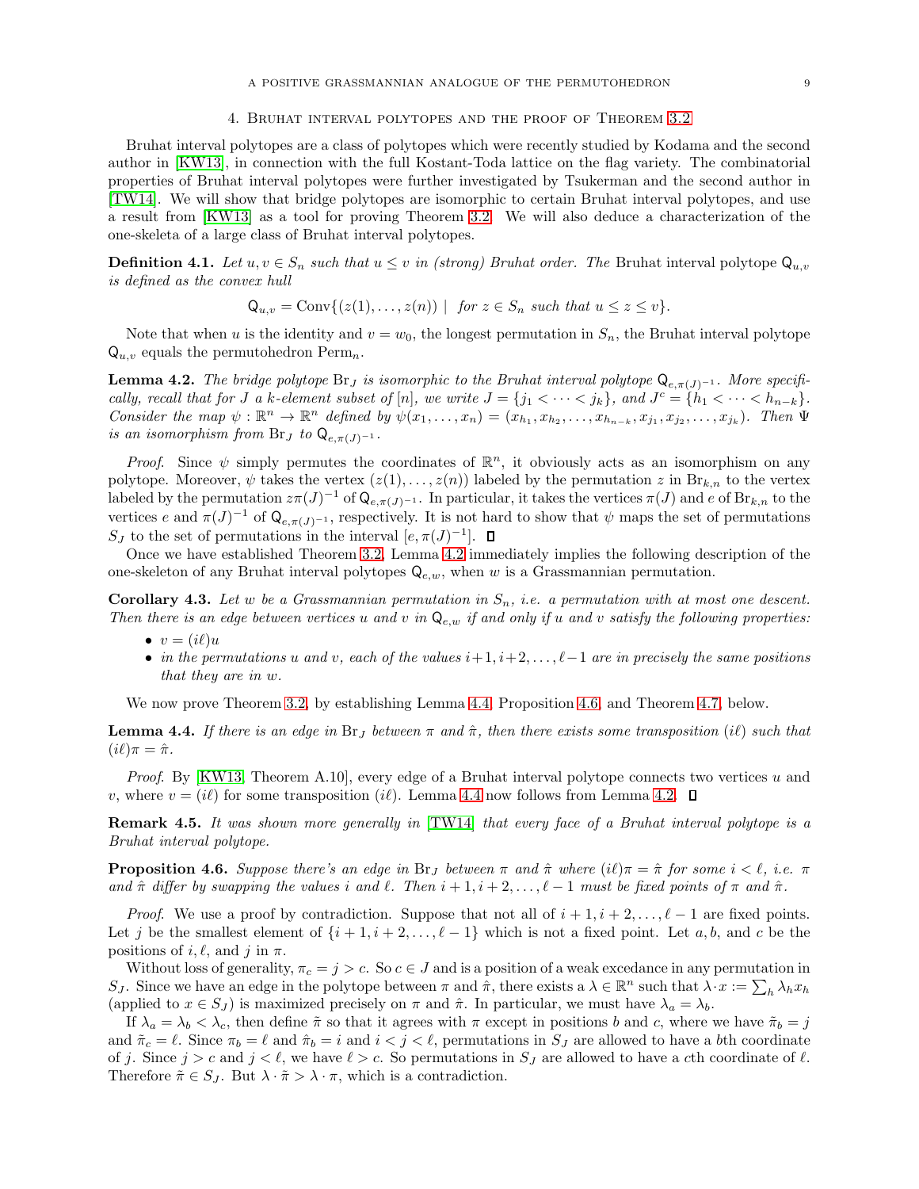## 4. Bruhat interval polytopes and the proof of Theorem 3.2

Bruhat interval polytopes are a class of polytopes which were recently studied by Kodama and the second author in [KW13], in connection with the full Kostant-Toda lattice on the flag variety. The combinatorial properties of Bruhat interval polytopes were further investigated by Tsukerman and the second author in [TW14]. We will show that bridge polytopes are isomorphic to certain Bruhat interval polytopes, and use a result from [KW13] as a tool for proving Theorem 3.2. We will also deduce a characterization of the one-skeleta of a large class of Bruhat interval polytopes.

**Definition 4.1.** *Let $u, v \in S_n$ such that $u \le v$ in (strong) Bruhat order. The* Bruhat interval polytope $\mathsf{Q}_{u,v}$ *is defined as the convex hull*

$$\mathsf{Q}_{u,v} = \mathrm{Conv}\{(z(1), \dots, z(n)) \mid \text{ for } z \in S_n \text{ such that } u \le z \le v\}.$$

Note that when $u$ is the identity and $v = w_0$, the longest permutation in $S_n$, the Bruhat interval polytope $\mathsf{Q}_{u,v}$ equals the permutohedron $\mathrm{Perm}_n$.

**Lemma 4.2.** *The bridge polytope $\mathrm{Br}_J$ is isomorphic to the Bruhat interval polytope $\mathsf{Q}_{e,\pi(J)^{-1}}$. More specifically, recall that for $J$ a $k$-element subset of $[n]$, we write $J = \{j_1 < \cdots < j_k\}$, and $J^c = \{h_1 < \cdots < h_{n-k}\}$. Consider the map $\psi : \mathbb{R}^n \to \mathbb{R}^n$ defined by $\psi(x_1, \dots, x_n) = (x_{h_1}, x_{h_2}, \dots, x_{h_{n-k}}, x_{j_1}, x_{j_2}, \dots, x_{j_k})$. Then $\Psi$ is an isomorphism from $\mathrm{Br}_J$ to $\mathsf{Q}_{e,\pi(J)^{-1}}$.*

*Proof.* Since $\psi$ simply permutes the coordinates of $\mathbb{R}^n$, it obviously acts as an isomorphism on any polytope. Moreover, $\psi$ takes the vertex $(z(1), \dots, z(n))$ labeled by the permutation $z$ in $\mathrm{Br}_{k,n}$ to the vertex labeled by the permutation $z\pi(J)^{-1}$ of $\mathsf{Q}_{e,\pi(J)^{-1}}$. In particular, it takes the vertices $\pi(J)$ and $e$ of $\mathrm{Br}_{k,n}$ to the vertices $e$ and $\pi(J)^{-1}$ of $\mathsf{Q}_{e,\pi(J)^{-1}}$, respectively. It is not hard to show that $\psi$ maps the set of permutations $S_J$ to the set of permutations in the interval $[e, \pi(J)^{-1}]$. ◻

Once we have established Theorem 3.2, Lemma 4.2 immediately implies the following description of the one-skeleton of any Bruhat interval polytopes $\mathsf{Q}_{e,w}$, when $w$ is a Grassmannian permutation.

**Corollary 4.3.** *Let $w$ be a Grassmannian permutation in $S_n$, i.e. a permutation with at most one descent. Then there is an edge between vertices $u$ and $v$ in $\mathsf{Q}_{e,w}$ if and only if $u$ and $v$ satisfy the following properties:*

- *$v = (i\ell)u$*
- *in the permutations $u$ and $v$, each of the values $i+1, i+2, \dots, \ell-1$ are in precisely the same positions that they are in $w$.*

We now prove Theorem 3.2, by establishing Lemma 4.4, Proposition 4.6, and Theorem 4.7, below.

**Lemma 4.4.** *If there is an edge in $\mathrm{Br}_J$ between $\pi$ and $\hat{\pi}$, then there exists some transposition $(i\ell)$ such that $(i\ell)\pi = \hat{\pi}$.*

*Proof.* By [KW13, Theorem A.10], every edge of a Bruhat interval polytope connects two vertices $u$ and $v$, where $v = (i\ell)$ for some transposition $(i\ell)$. Lemma 4.4 now follows from Lemma 4.2. ◻

**Remark 4.5.** *It was shown more generally in [TW14] that every face of a Bruhat interval polytope is a Bruhat interval polytope.*

**Proposition 4.6.** *Suppose there's an edge in $\mathrm{Br}_J$ between $\pi$ and $\hat{\pi}$ where $(i\ell)\pi = \hat{\pi}$ for some $i < \ell$, i.e. $\pi$ and $\hat{\pi}$ differ by swapping the values $i$ and $\ell$. Then $i+1, i+2, \dots, \ell-1$ must be fixed points of $\pi$ and $\hat{\pi}$.*

*Proof.* We use a proof by contradiction. Suppose that not all of $i+1, i+2, \dots, \ell-1$ are fixed points. Let $j$ be the smallest element of $\{i+1, i+2, \dots, \ell-1\}$ which is not a fixed point. Let $a, b$, and $c$ be the positions of $i, \ell$, and $j$ in $\pi$.

Without loss of generality, $\pi_c = j > c$. So $c \in J$ and is a position of a weak excedance in any permutation in $S_J$. Since we have an edge in the polytope between $\pi$ and $\hat{\pi}$, there exists a $\lambda \in \mathbb{R}^n$ such that $\lambda \cdot x := \sum_h \lambda_h x_h$ (applied to $x \in S_J$) is maximized precisely on $\pi$ and $\hat{\pi}$. In particular, we must have $\lambda_a = \lambda_b$.

If $\lambda_a = \lambda_b < \lambda_c$, then define $\tilde{\pi}$ so that it agrees with $\pi$ except in positions $b$ and $c$, where we have $\tilde{\pi}_b = j$ and $\tilde{\pi}_c = \ell$. Since $\pi_b = \ell$ and $\hat{\pi}_b = i$ and $i < j < \ell$, permutations in $S_J$ are allowed to have a $b$th coordinate of $j$. Since $j > c$ and $j < \ell$, we have $\ell > c$. So permutations in $S_J$ are allowed to have a $c$th coordinate of $\ell$. Therefore $\tilde{\pi} \in S_J$. But $\lambda \cdot \tilde{\pi} > \lambda \cdot \pi$, which is a contradiction.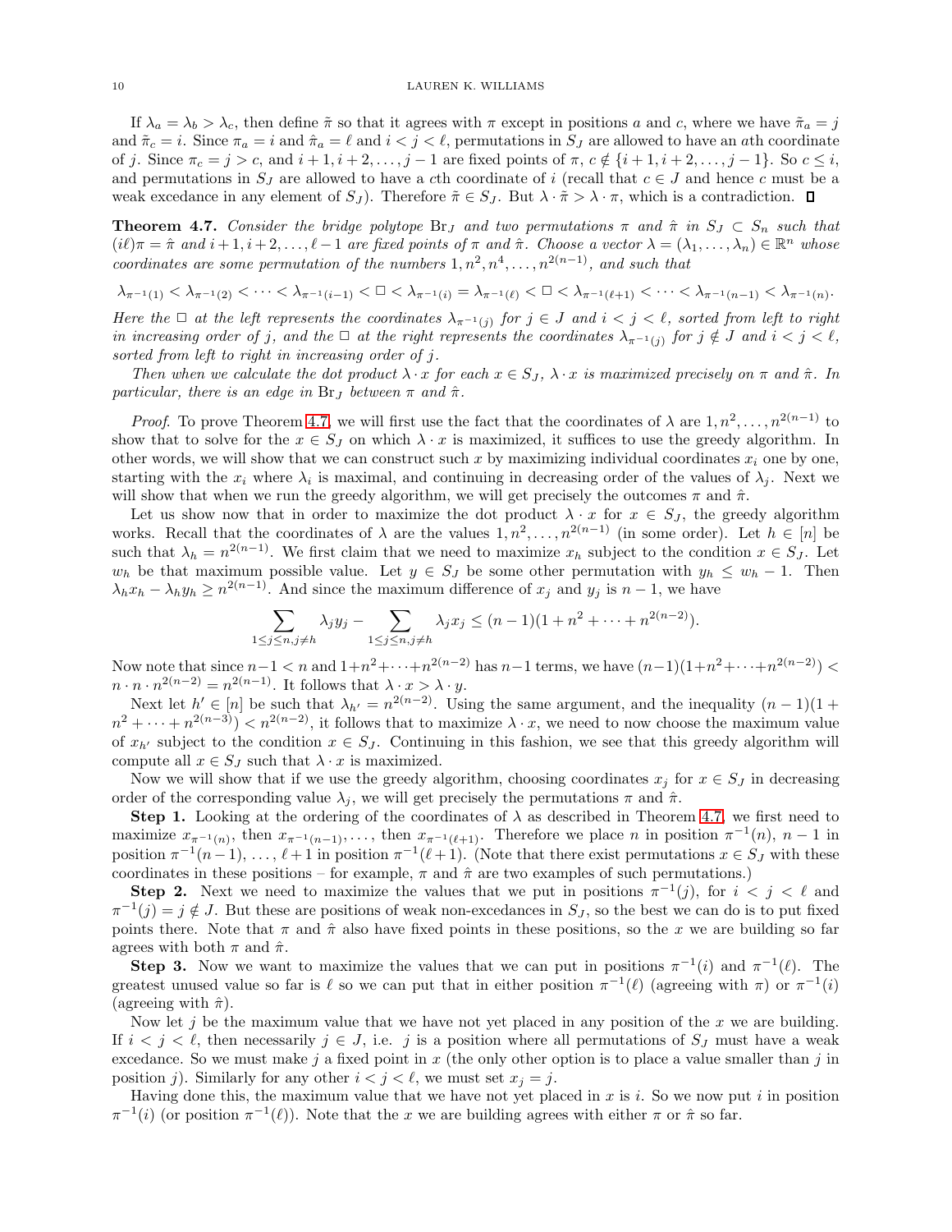If $\lambda_a = \lambda_b > \lambda_c$, then define $\tilde{\pi}$ so that it agrees with $\pi$ except in positions $a$ and $c$, where we have $\tilde{\pi}_a = j$ and $\tilde{\pi}_c = i$. Since $\pi_a = i$ and $\hat{\pi}_a = \ell$ and $i < j < \ell$, permutations in $S_J$ are allowed to have an $a$th coordinate of $j$. Since $\pi_c = j > c$, and $i+1, i+2, \dots, j-1$ are fixed points of $\pi$, $c \notin \{i+1, i+2, \dots, j-1\}$. So $c \leq i$, and permutations in $S_J$ are allowed to have a $c$th coordinate of $i$ (recall that $c \in J$ and hence $c$ must be a weak excedance in any element of $S_J$). Therefore $\tilde{\pi} \in S_J$. But $\lambda \cdot \tilde{\pi} > \lambda \cdot \pi$, which is a contradiction. ∎

**Theorem 4.7.** *Consider the bridge polytope* $\mathrm{Br}_J$ *and two permutations* $\pi$ *and* $\hat{\pi}$ *in* $S_J \subset S_n$ *such that* $(i\ell)\pi = \hat{\pi}$ *and* $i+1, i+2, \dots, \ell-1$ *are fixed points of* $\pi$ *and* $\hat{\pi}$. *Choose a vector* $\lambda = (\lambda_1, \dots, \lambda_n) \in \mathbb{R}^n$ *whose coordinates are some permutation of the numbers* $1, n^2, n^4, \dots, n^{2(n-1)}$, *and such that*

$$\lambda_{\pi^{-1}(1)} < \lambda_{\pi^{-1}(2)} < \cdots < \lambda_{\pi^{-1}(i-1)} < \square < \lambda_{\pi^{-1}(i)} = \lambda_{\pi^{-1}(\ell)} < \square < \lambda_{\pi^{-1}(\ell+1)} < \cdots < \lambda_{\pi^{-1}(n-1)} < \lambda_{\pi^{-1}(n)}.$$

*Here the* $\square$ *at the left represents the coordinates* $\lambda_{\pi^{-1}(j)}$ *for* $j \in J$ *and* $i < j < \ell$, *sorted from left to right in increasing order of* $j$, *and the* $\square$ *at the right represents the coordinates* $\lambda_{\pi^{-1}(j)}$ *for* $j \notin J$ *and* $i < j < \ell$, *sorted from left to right in increasing order of* $j$.

*Then when we calculate the dot product* $\lambda \cdot x$ *for each* $x \in S_J$, $\lambda \cdot x$ *is maximized precisely on* $\pi$ *and* $\hat{\pi}$. *In particular, there is an edge in* $\mathrm{Br}_J$ *between* $\pi$ *and* $\hat{\pi}$.

*Proof.* To prove Theorem 4.7, we will first use the fact that the coordinates of $\lambda$ are $1, n^2, \dots, n^{2(n-1)}$ to show that to solve for the $x \in S_J$ on which $\lambda \cdot x$ is maximized, it suffices to use the greedy algorithm. In other words, we will show that we can construct such $x$ by maximizing individual coordinates $x_i$ one by one, starting with the $x_i$ where $\lambda_i$ is maximal, and continuing in decreasing order of the values of $\lambda_j$. Next we will show that when we run the greedy algorithm, we will get precisely the outcomes $\pi$ and $\hat{\pi}$.

Let us show now that in order to maximize the dot product $\lambda \cdot x$ for $x \in S_J$, the greedy algorithm works. Recall that the coordinates of $\lambda$ are the values $1, n^2, \dots, n^{2(n-1)}$ (in some order). Let $h \in [n]$ be such that $\lambda_h = n^{2(n-1)}$. We first claim that we need to maximize $x_h$ subject to the condition $x \in S_J$. Let $w_h$ be that maximum possible value. Let $y \in S_J$ be some other permutation with $y_h \leq w_h - 1$. Then $\lambda_h x_h - \lambda_h y_h \geq n^{2(n-1)}$. And since the maximum difference of $x_j$ and $y_j$ is $n-1$, we have

$$\sum_{1 \leq j \leq n, j \neq h} \lambda_j y_j - \sum_{1 \leq j \leq n, j \neq h} \lambda_j x_j \leq (n-1)(1 + n^2 + \cdots + n^{2(n-2)}).$$

Now note that since $n-1 < n$ and $1+n^2+\cdots+n^{2(n-2)}$ has $n-1$ terms, we have $(n-1)(1+n^2+\cdots+n^{2(n-2)}) < n \cdot n \cdot n^{2(n-2)} = n^{2(n-1)}$. It follows that $\lambda \cdot x > \lambda \cdot y$.

Next let $h' \in [n]$ be such that $\lambda_{h'} = n^{2(n-2)}$. Using the same argument, and the inequality $(n-1)(1 + n^2 + \cdots + n^{2(n-3)}) < n^{2(n-2)}$, it follows that to maximize $\lambda \cdot x$, we need to now choose the maximum value of $x_{h'}$ subject to the condition $x \in S_J$. Continuing in this fashion, we see that this greedy algorithm will compute all $x \in S_J$ such that $\lambda \cdot x$ is maximized.

Now we will show that if we use the greedy algorithm, choosing coordinates $x_j$ for $x \in S_J$ in decreasing order of the corresponding value $\lambda_j$, we will get precisely the permutations $\pi$ and $\hat{\pi}$.

**Step 1.** Looking at the ordering of the coordinates of $\lambda$ as described in Theorem 4.7, we first need to maximize $x_{\pi^{-1}(n)}$, then $x_{\pi^{-1}(n-1)}, \dots$, then $x_{\pi^{-1}(\ell+1)}$. Therefore we place $n$ in position $\pi^{-1}(n)$, $n-1$ in position $\pi^{-1}(n-1)$, $\dots$, $\ell+1$ in position $\pi^{-1}(\ell+1)$. (Note that there exist permutations $x \in S_J$ with these coordinates in these positions – for example, $\pi$ and $\hat{\pi}$ are two examples of such permutations.)

**Step 2.** Next we need to maximize the values that we put in positions $\pi^{-1}(j)$, for $i < j < \ell$ and $\pi^{-1}(j) = j \notin J$. But these are positions of weak non-excedances in $S_J$, so the best we can do is to put fixed points there. Note that $\pi$ and $\hat{\pi}$ also have fixed points in these positions, so the $x$ we are building so far agrees with both $\pi$ and $\hat{\pi}$.

**Step 3.** Now we want to maximize the values that we can put in positions $\pi^{-1}(i)$ and $\pi^{-1}(\ell)$. The greatest unused value so far is $\ell$ so we can put that in either position $\pi^{-1}(\ell)$ (agreeing with $\pi$) or $\pi^{-1}(i)$ (agreeing with $\hat{\pi}$).

Now let $j$ be the maximum value that we have not yet placed in any position of the $x$ we are building. If $i < j < \ell$, then necessarily $j \in J$, i.e. $j$ is a position where all permutations of $S_J$ must have a weak excedance. So we must make $j$ a fixed point in $x$ (the only other option is to place a value smaller than $j$ in position $j$). Similarly for any other $i < j < \ell$, we must set $x_j = j$.

Having done this, the maximum value that we have not yet placed in $x$ is $i$. So we now put $i$ in position $\pi^{-1}(i)$ (or position $\pi^{-1}(\ell)$). Note that the $x$ we are building agrees with either $\pi$ or $\hat{\pi}$ so far.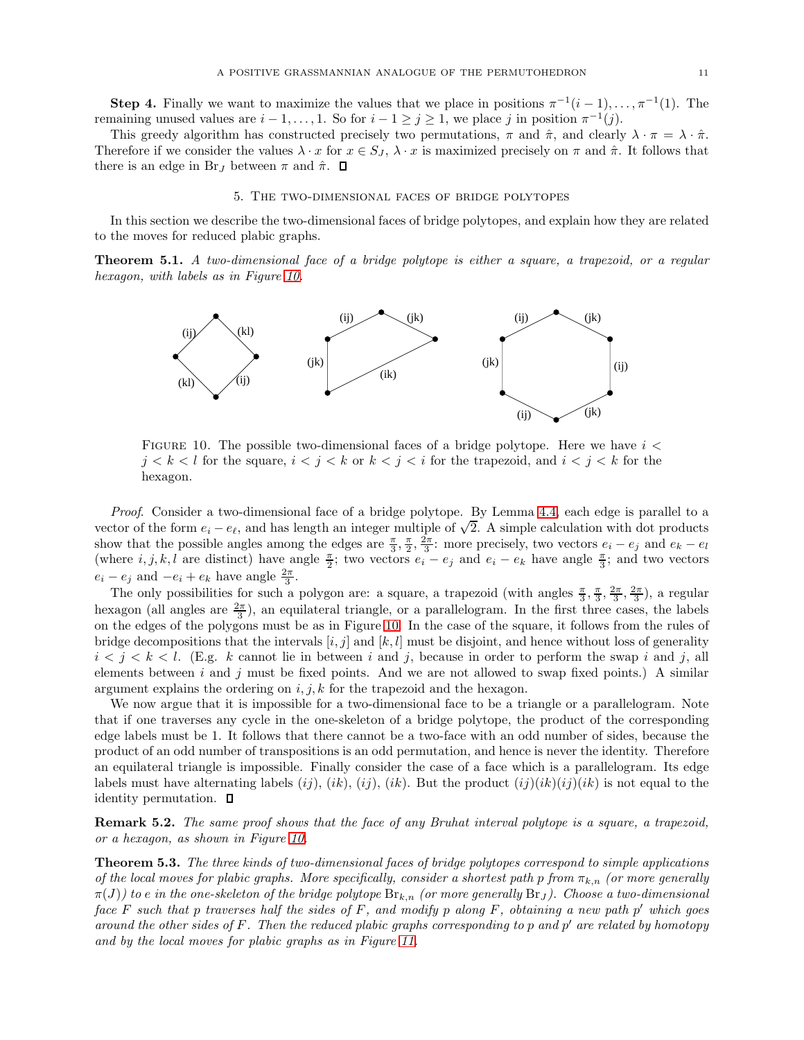**Step 4.** Finally we want to maximize the values that we place in positions $\pi^{-1}(i-1), \dots, \pi^{-1}(1)$. The remaining unused values are $i-1, \dots, 1$. So for $i-1 \geq j \geq 1$, we place $j$ in position $\pi^{-1}(j)$.

This greedy algorithm has constructed precisely two permutations, $\pi$ and $\hat{\pi}$, and clearly $\lambda \cdot \pi = \lambda \cdot \hat{\pi}$. Therefore if we consider the values $\lambda \cdot x$ for $x \in S_J$, $\lambda \cdot x$ is maximized precisely on $\pi$ and $\hat{\pi}$. It follows that there is an edge in $\mathrm{Br}_J$ between $\pi$ and $\hat{\pi}$. □

## 5. The two-dimensional faces of bridge polytopes

In this section we describe the two-dimensional faces of bridge polytopes, and explain how they are related to the moves for reduced plabic graphs.

**Theorem 5.1.** *A two-dimensional face of a bridge polytope is either a square, a trapezoid, or a regular hexagon, with labels as in Figure 10.*

Figure 10. The possible two-dimensional faces of a bridge polytope. Here we have $i < j < k < l$ for the square, $i < j < k$ or $k < j < i$ for the trapezoid, and $i < j < k$ for the hexagon.

*Proof.* Consider a two-dimensional face of a bridge polytope. By Lemma 4.4, each edge is parallel to a vector of the form $e_i - e_\ell$, and has length an integer multiple of $\sqrt{2}$. A simple calculation with dot products show that the possible angles among the edges are $\frac{\pi}{3}, \frac{\pi}{2}, \frac{2\pi}{3}$: more precisely, two vectors $e_i - e_j$ and $e_k - e_l$ (where $i, j, k, l$ are distinct) have angle $\frac{\pi}{2}$; two vectors $e_i - e_j$ and $e_i - e_k$ have angle $\frac{\pi}{3}$; and two vectors $e_i - e_j$ and $-e_i + e_k$ have angle $\frac{2\pi}{3}$.

The only possibilities for such a polygon are: a square, a trapezoid (with angles $\frac{\pi}{3}, \frac{\pi}{3}, \frac{2\pi}{3}, \frac{2\pi}{3}$), a regular hexagon (all angles are $\frac{2\pi}{3}$), an equilateral triangle, or a parallelogram. In the first three cases, the labels on the edges of the polygons must be as in Figure 10. In the case of the square, it follows from the rules of bridge decompositions that the intervals $[i, j]$ and $[k, l]$ must be disjoint, and hence without loss of generality $i < j < k < l$. (E.g. $k$ cannot lie in between $i$ and $j$, because in order to perform the swap $i$ and $j$, all elements between $i$ and $j$ must be fixed points. And we are not allowed to swap fixed points.) A similar argument explains the ordering on $i, j, k$ for the trapezoid and the hexagon.

We now argue that it is impossible for a two-dimensional face to be a triangle or a parallelogram. Note that if one traverses any cycle in the one-skeleton of a bridge polytope, the product of the corresponding edge labels must be 1. It follows that there cannot be a two-face with an odd number of sides, because the product of an odd number of transpositions is an odd permutation, and hence is never the identity. Therefore an equilateral triangle is impossible. Finally consider the case of a face which is a parallelogram. Its edge labels must have alternating labels $(ij)$, $(ik)$, $(ij)$, $(ik)$. But the product $(ij)(ik)(ij)(ik)$ is not equal to the identity permutation. □

**Remark 5.2.** *The same proof shows that the face of any Bruhat interval polytope is a square, a trapezoid, or a hexagon, as shown in Figure 10.*

**Theorem 5.3.** *The three kinds of two-dimensional faces of bridge polytopes correspond to simple applications of the local moves for plabic graphs. More specifically, consider a shortest path $p$ from $\pi_{k,n}$ (or more generally $\pi(J)$) to $e$ in the one-skeleton of the bridge polytope $\mathrm{Br}_{k,n}$ (or more generally $\mathrm{Br}_J$). Choose a two-dimensional face $F$ such that $p$ traverses half the sides of $F$, and modify $p$ along $F$, obtaining a new path $p'$ which goes around the other sides of $F$. Then the reduced plabic graphs corresponding to $p$ and $p'$ are related by homotopy and by the local moves for plabic graphs as in Figure 11.*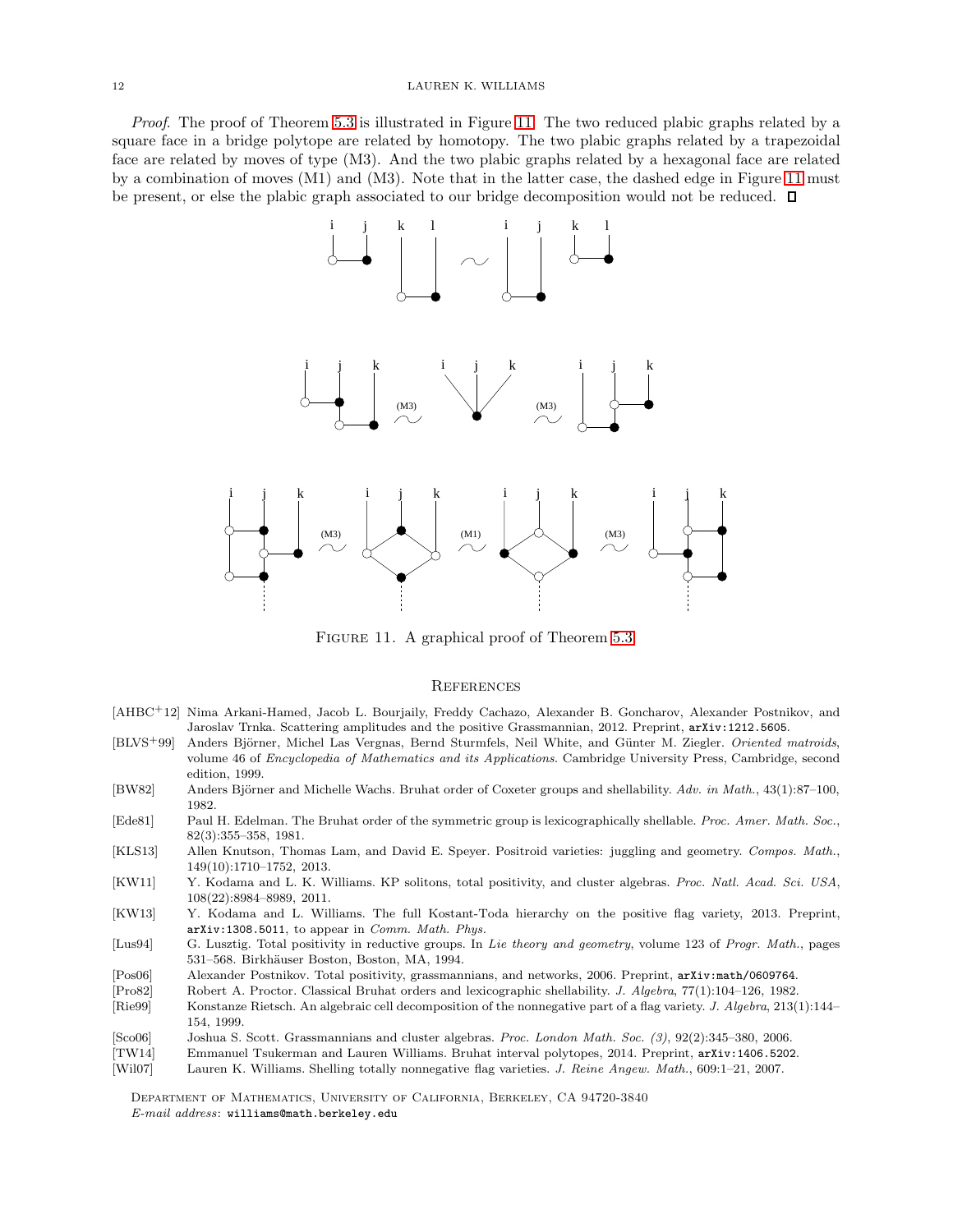*Proof.* The proof of Theorem 5.3 is illustrated in Figure 11. The two reduced plabic graphs related by a square face in a bridge polytope are related by homotopy. The two plabic graphs related by a trapezoidal face are related by moves of type (M3). And the two plabic graphs related by a hexagonal face are related by a combination of moves (M1) and (M3). Note that in the latter case, the dashed edge in Figure 11 must be present, or else the plabic graph associated to our bridge decomposition would not be reduced. □

i j k l ∼ i j k l

i j k (M3) i j k (M3) i j k

i j k (M3) i j k (M1) i j k (M3) i j k

Figure 11. A graphical proof of Theorem 5.3.

## References

[AHBC+12] Nima Arkani-Hamed, Jacob L. Bourjaily, Freddy Cachazo, Alexander B. Goncharov, Alexander Postnikov, and Jaroslav Trnka. Scattering amplitudes and the positive Grassmannian, 2012. Preprint, `arXiv:1212.5605`.

[BLVS+99] Anders Björner, Michel Las Vergnas, Bernd Sturmfels, Neil White, and Günter M. Ziegler. *Oriented matroids*, volume 46 of *Encyclopedia of Mathematics and its Applications*. Cambridge University Press, Cambridge, second edition, 1999.

[BW82] Anders Björner and Michelle Wachs. Bruhat order of Coxeter groups and shellability. *Adv. in Math.*, 43(1):87–100, 1982.

[Ede81] Paul H. Edelman. The Bruhat order of the symmetric group is lexicographically shellable. *Proc. Amer. Math. Soc.*, 82(3):355–358, 1981.

[KLS13] Allen Knutson, Thomas Lam, and David E. Speyer. Positroid varieties: juggling and geometry. *Compos. Math.*, 149(10):1710–1752, 2013.

[KW11] Y. Kodama and L. K. Williams. KP solitons, total positivity, and cluster algebras. *Proc. Natl. Acad. Sci. USA*, 108(22):8984–8989, 2011.

[KW13] Y. Kodama and L. Williams. The full Kostant-Toda hierarchy on the positive flag variety, 2013. Preprint, `arXiv:1308.5011`, to appear in *Comm. Math. Phys.*

[Lus94] G. Lusztig. Total positivity in reductive groups. In *Lie theory and geometry*, volume 123 of *Progr. Math.*, pages 531–568. Birkhäuser Boston, Boston, MA, 1994.

[Pos06] Alexander Postnikov. Total positivity, grassmannians, and networks, 2006. Preprint, `arXiv:math/0609764`.

[Pro82] Robert A. Proctor. Classical Bruhat orders and lexicographic shellability. *J. Algebra*, 77(1):104–126, 1982.

[Rie99] Konstanze Rietsch. An algebraic cell decomposition of the nonnegative part of a flag variety. *J. Algebra*, 213(1):144–154, 1999.

[Sco06] Joshua S. Scott. Grassmannians and cluster algebras. *Proc. London Math. Soc. (3)*, 92(2):345–380, 2006.

[TW14] Emmanuel Tsukerman and Lauren Williams. Bruhat interval polytopes, 2014. Preprint, `arXiv:1406.5202`.

[Wil07] Lauren K. Williams. Shelling totally nonnegative flag varieties. *J. Reine Angew. Math.*, 609:1–21, 2007.

Department of Mathematics, University of California, Berkeley, CA 94720-3840
*E-mail address*: `williams@math.berkeley.edu`